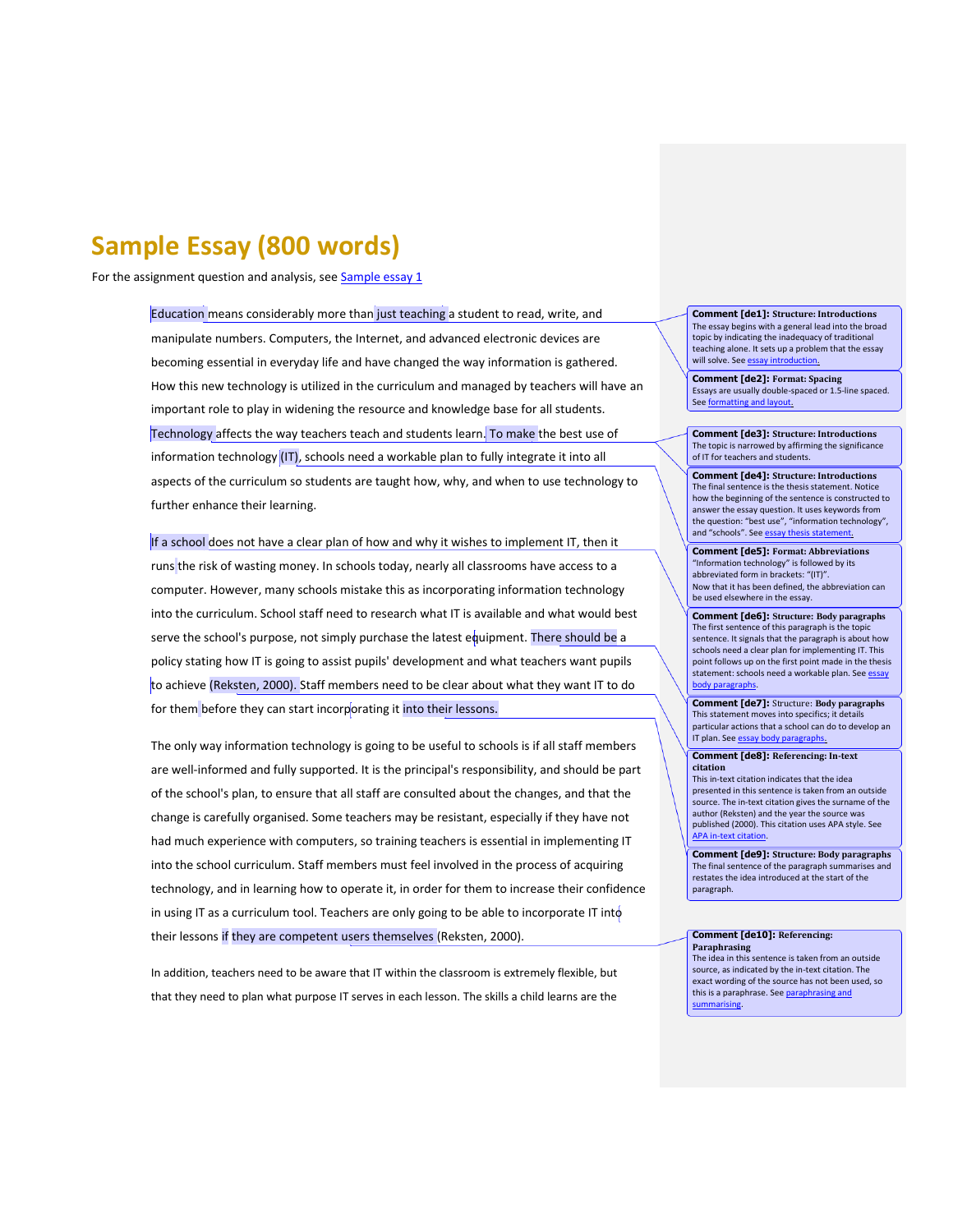# Sample Essay (800 words)

For the assignment question and analysis, see [Sample essay 1]

Education means considerably more than just teaching a student to read, write, and manipulate numbers. Computers, the Internet, and advanced electronic devices are becoming essential in everyday life and have changed the way information is gathered. How this new technology is utilized in the curriculum and managed by teachers will have an important role to play in widening the resource and knowledge base for all students. Technology affects the way teachers teach and students learn. To make the best use of information technology (IT), schools need a workable plan to fully integrate it into all aspects of the curriculum so students are taught how, why, and when to use technology to further enhance their learning.

If a school does not have a clear plan of how and why it wishes to implement IT, then it runs the risk of wasting money. In schools today, nearly all classrooms have access to a computer. However, many schools mistake this as incorporating information technology into the curriculum. School staff need to research what IT is available and what would best serve the school's purpose, not simply purchase the latest equipment. There should be a policy stating how IT is going to assist pupils' development and what teachers want pupils to achieve (Reksten, 2000). Staff members need to be clear about what they want IT to do for them before they can start incorporating it into their lessons.

The only way information technology is going to be useful to schools is if all staff members are well-informed and fully supported. It is the principal's responsibility, and should be part of the school's plan, to ensure that all staff are consulted about the changes, and that the change is carefully organised. Some teachers may be resistant, especially if they have not had much experience with computers, so training teachers is essential in implementing IT into the school curriculum. Staff members must feel involved in the process of acquiring technology, and in learning how to operate it, in order for them to increase their confidence in using IT as a curriculum tool. Teachers are only going to be able to incorporate IT into their lessons if they are competent users themselves (Reksten, 2000).

In addition, teachers need to be aware that IT within the classroom is extremely flexible, but that they need to plan what purpose IT serves in each lesson. The skills a child learns are the

---

**Comment [de1]: Structure: Introductions**
The essay begins with a general lead into the broad topic by indicating the inadequacy of traditional teaching alone. It sets up a problem that the essay will solve. See [essay introduction.]

**Comment [de2]: Format: Spacing**
Essays are usually double-spaced or 1.5-line spaced. See [formatting and layout.]

**Comment [de3]: Structure: Introductions**
The topic is narrowed by affirming the significance of IT for teachers and students.

**Comment [de4]: Structure: Introductions**
The final sentence is the thesis statement. Notice how the beginning of the sentence is constructed to answer the essay question. It uses keywords from the question: "best use", "information technology", and "schools". See [essay thesis statement.]

**Comment [de5]: Format: Abbreviations**
"Information technology" is followed by its abbreviated form in brackets: "(IT)".
Now that it has been defined, the abbreviation can be used elsewhere in the essay.

**Comment [de6]: Structure: Body paragraphs**
The first sentence of this paragraph is the topic sentence. It signals that the paragraph is about how schools need a clear plan for implementing IT. This point follows up on the first point made in the thesis statement: schools need a workable plan. See [essay body paragraphs].

**Comment [de7]: Structure: Body paragraphs**
This statement moves into specifics; it details particular actions that a school can do to develop an IT plan. See [essay body paragraphs.]

**Comment [de8]: Referencing: In-text citation**
This in-text citation indicates that the idea presented in this sentence is taken from an outside source. The in-text citation gives the surname of the author (Reksten) and the year the source was published (2000). This citation uses APA style. See [APA in-text citation].

**Comment [de9]: Structure: Body paragraphs**
The final sentence of the paragraph summarises and restates the idea introduced at the start of the paragraph.

**Comment [de10]: Referencing: Paraphrasing**
The idea in this sentence is taken from an outside source, as indicated by the in-text citation. The exact wording of the source has not been used, so this is a paraphrase. See [paraphrasing and summarising].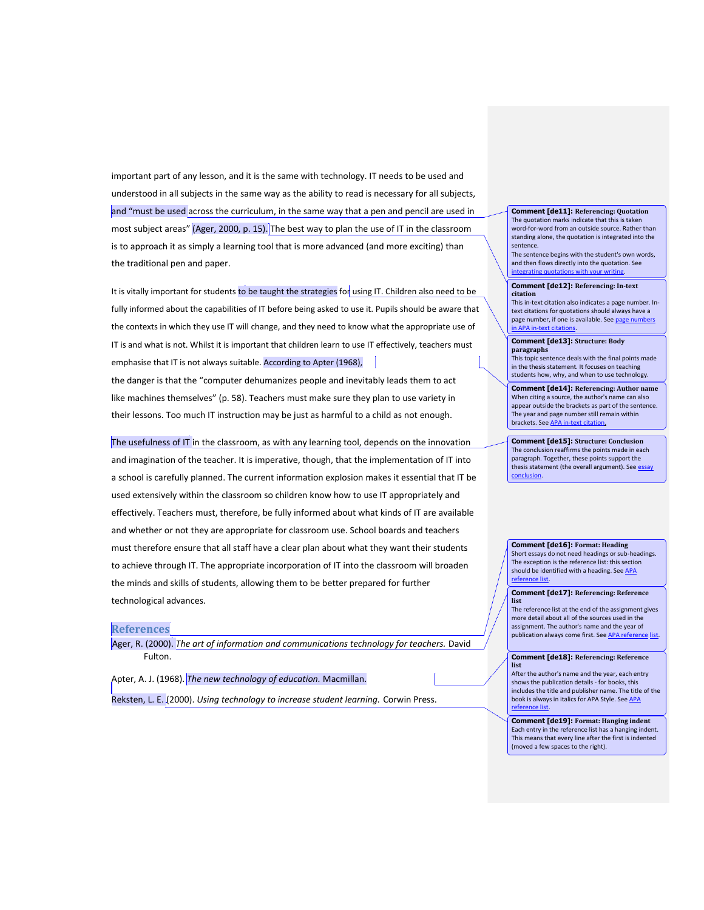important part of any lesson, and it is the same with technology. IT needs to be used and understood in all subjects in the same way as the ability to read is necessary for all subjects, and "must be used across the curriculum, in the same way that a pen and pencil are used in most subject areas" (Ager, 2000, p. 15). The best way to plan the use of IT in the classroom is to approach it as simply a learning tool that is more advanced (and more exciting) than the traditional pen and paper.

It is vitally important for students to be taught the strategies for using IT. Children also need to be fully informed about the capabilities of IT before being asked to use it. Pupils should be aware that the contexts in which they use IT will change, and they need to know what the appropriate use of IT is and what is not. Whilst it is important that children learn to use IT effectively, teachers must emphasise that IT is not always suitable. According to Apter (1968), the danger is that the "computer dehumanizes people and inevitably leads them to act like machines themselves" (p. 58). Teachers must make sure they plan to use variety in their lessons. Too much IT instruction may be just as harmful to a child as not enough.

The usefulness of IT in the classroom, as with any learning tool, depends on the innovation and imagination of the teacher. It is imperative, though, that the implementation of IT into a school is carefully planned. The current information explosion makes it essential that IT be used extensively within the classroom so children know how to use IT appropriately and effectively. Teachers must, therefore, be fully informed about what kinds of IT are available and whether or not they are appropriate for classroom use. School boards and teachers must therefore ensure that all staff have a clear plan about what they want their students to achieve through IT. The appropriate incorporation of IT into the classroom will broaden the minds and skills of students, allowing them to be better prepared for further technological advances.

## References

Ager, R. (2000). *The art of information and communications technology for teachers.* David Fulton.

Apter, A. J. (1968). *The new technology of education.* Macmillan.

Reksten, L. E. (2000). *Using technology to increase student learning.* Corwin Press.

**Comment [de11]: Referencing: Quotation**
The quotation marks indicate that this is taken word-for-word from an outside source. Rather than standing alone, the quotation is integrated into the sentence.
The sentence begins with the student's own words, and then flows directly into the quotation. See integrating quotations with your writing.

**Comment [de12]: Referencing: In-text citation**
This in-text citation also indicates a page number. In-text citations for quotations should always have a page number, if one is available. See page numbers in APA in-text citations.

**Comment [de13]: Structure: Body paragraphs**
This topic sentence deals with the final points made in the thesis statement. It focuses on teaching students how, why, and when to use technology.

**Comment [de14]: Referencing: Author name**
When citing a source, the author's name can also appear outside the brackets as part of the sentence. The year and page number still remain within brackets. See APA in-text citation.

**Comment [de15]: Structure: Conclusion**
The conclusion reaffirms the points made in each paragraph. Together, these points support the thesis statement (the overall argument). See essay conclusion.

**Comment [de16]: Format: Heading**
Short essays do not need headings or sub-headings. The exception is the reference list: this section should be identified with a heading. See APA reference list.

**Comment [de17]: Referencing: Reference list**
The reference list at the end of the assignment gives more detail about all of the sources used in the assignment. The author's name and the year of publication always come first. See APA reference list.

**Comment [de18]: Referencing: Reference list**
After the author's name and the year, each entry shows the publication details - for books, this includes the title and publisher name. The title of the book is always in italics for APA Style. See APA reference list.

**Comment [de19]: Format: Hanging indent**
Each entry in the reference list has a hanging indent. This means that every line after the first is indented (moved a few spaces to the right).